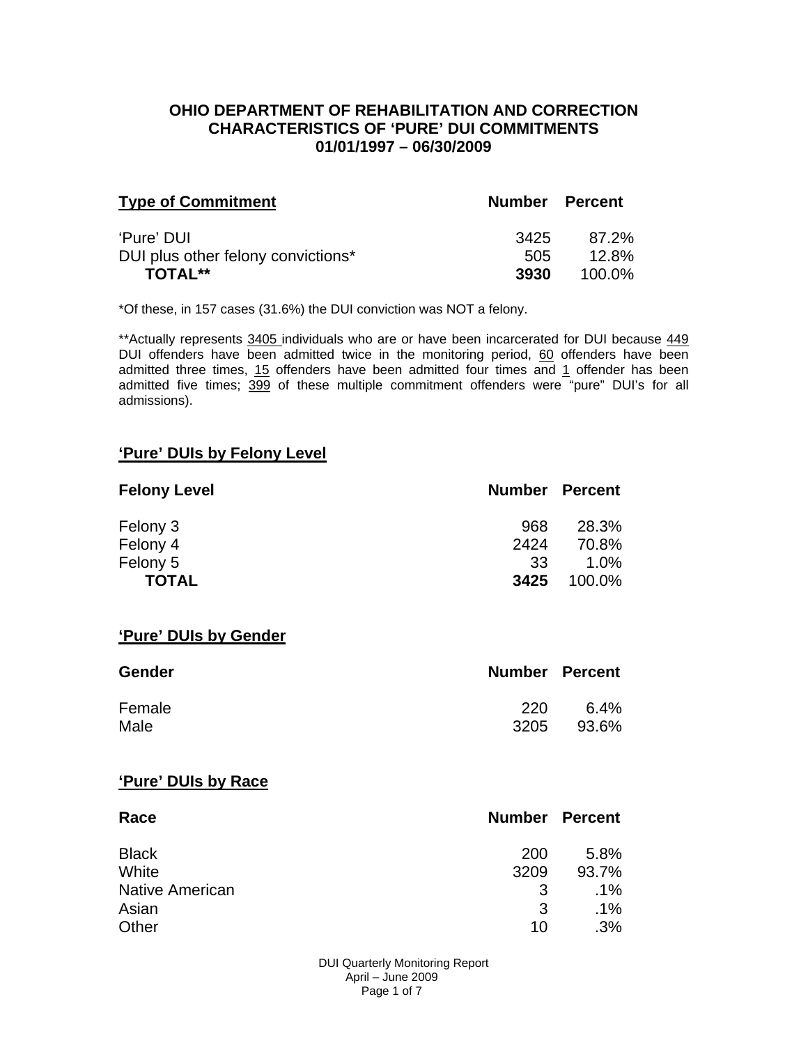## OHIO DEPARTMENT OF REHABILITATION AND CORRECTION
## CHARACTERISTICS OF 'PURE' DUI COMMITMENTS
## 01/01/1997 – 06/30/2009

| Type of Commitment | Number | Percent |
|---|---|---|
| 'Pure' DUI | 3425 | 87.2% |
| DUI plus other felony convictions* | 505 | 12.8% |
| **TOTAL**** | **3930** | 100.0% |

*Of these, in 157 cases (31.6%) the DUI conviction was NOT a felony.

**Actually represents 3405 individuals who are or have been incarcerated for DUI because 449 DUI offenders have been admitted twice in the monitoring period, 60 offenders have been admitted three times, 15 offenders have been admitted four times and 1 offender has been admitted five times; 399 of these multiple commitment offenders were "pure" DUI's for all admissions).

### 'Pure' DUIs by Felony Level

| Felony Level | Number | Percent |
|---|---|---|
| Felony 3 | 968 | 28.3% |
| Felony 4 | 2424 | 70.8% |
| Felony 5 | 33 | 1.0% |
| **TOTAL** | **3425** | 100.0% |

### 'Pure' DUIs by Gender

| Gender | Number | Percent |
|---|---|---|
| Female | 220 | 6.4% |
| Male | 3205 | 93.6% |

### 'Pure' DUIs by Race

| Race | Number | Percent |
|---|---|---|
| Black | 200 | 5.8% |
| White | 3209 | 93.7% |
| Native American | 3 | .1% |
| Asian | 3 | .1% |
| Other | 10 | .3% |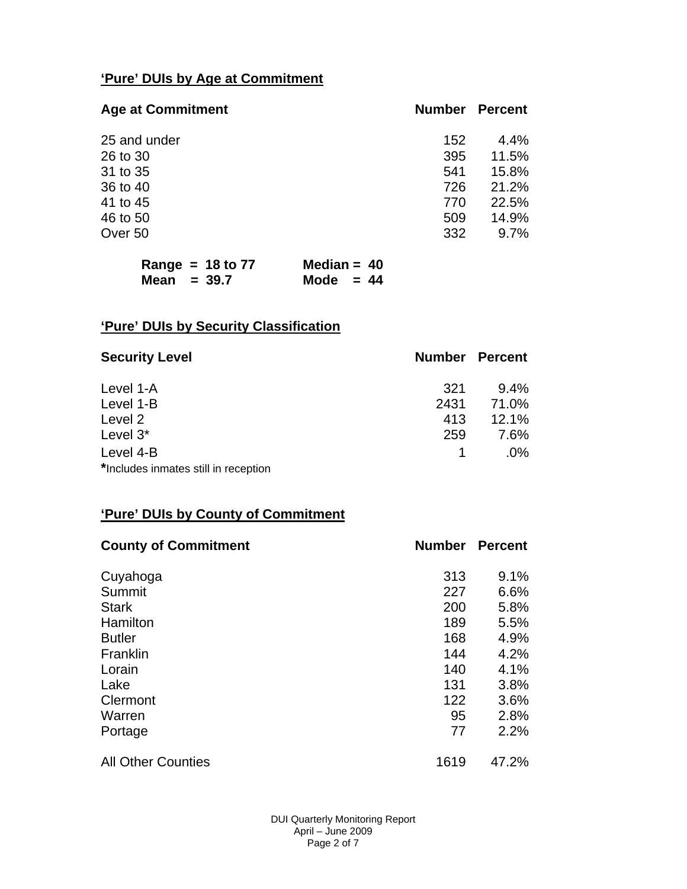## 'Pure' DUIs by Age at Commitment

| Age at Commitment | Number | Percent |
|---|---|---|
| 25 and under | 152 | 4.4% |
| 26 to 30 | 395 | 11.5% |
| 31 to 35 | 541 | 15.8% |
| 36 to 40 | 726 | 21.2% |
| 41 to 45 | 770 | 22.5% |
| 46 to 50 | 509 | 14.9% |
| Over 50 | 332 | 9.7% |

**Range = 18 to 77** **Median = 40**
**Mean = 39.7** **Mode = 44**

## 'Pure' DUIs by Security Classification

| Security Level | Number | Percent |
|---|---|---|
| Level 1-A | 321 | 9.4% |
| Level 1-B | 2431 | 71.0% |
| Level 2 | 413 | 12.1% |
| Level 3* | 259 | 7.6% |
| Level 4-B | 1 | .0% |

*Includes inmates still in reception

## 'Pure' DUIs by County of Commitment

| County of Commitment | Number | Percent |
|---|---|---|
| Cuyahoga | 313 | 9.1% |
| Summit | 227 | 6.6% |
| Stark | 200 | 5.8% |
| Hamilton | 189 | 5.5% |
| Butler | 168 | 4.9% |
| Franklin | 144 | 4.2% |
| Lorain | 140 | 4.1% |
| Lake | 131 | 3.8% |
| Clermont | 122 | 3.6% |
| Warren | 95 | 2.8% |
| Portage | 77 | 2.2% |
| All Other Counties | 1619 | 47.2% |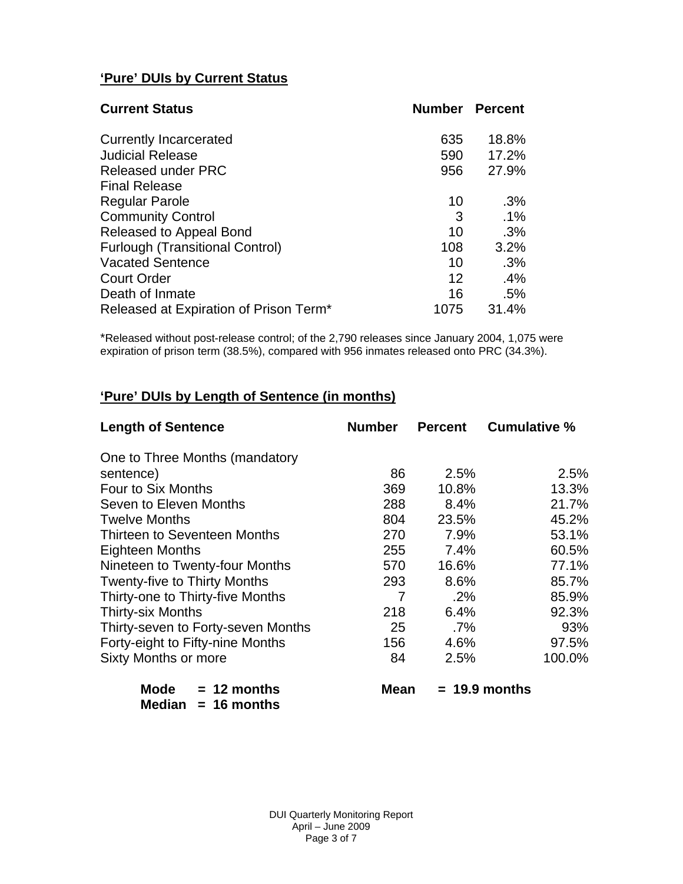## 'Pure' DUIs by Current Status

| Current Status | Number | Percent |
|---|---|---|
| Currently Incarcerated | 635 | 18.8% |
| Judicial Release | 590 | 17.2% |
| Released under PRC | 956 | 27.9% |
| Final Release | | |
| Regular Parole | 10 | .3% |
| Community Control | 3 | .1% |
| Released to Appeal Bond | 10 | .3% |
| Furlough (Transitional Control) | 108 | 3.2% |
| Vacated Sentence | 10 | .3% |
| Court Order | 12 | .4% |
| Death of Inmate | 16 | .5% |
| Released at Expiration of Prison Term* | 1075 | 31.4% |

*Released without post-release control; of the 2,790 releases since January 2004, 1,075 were expiration of prison term (38.5%), compared with 956 inmates released onto PRC (34.3%).

## 'Pure' DUIs by Length of Sentence (in months)

| Length of Sentence | Number | Percent | Cumulative % |
|---|---|---|---|
| One to Three Months (mandatory sentence) | 86 | 2.5% | 2.5% |
| Four to Six Months | 369 | 10.8% | 13.3% |
| Seven to Eleven Months | 288 | 8.4% | 21.7% |
| Twelve Months | 804 | 23.5% | 45.2% |
| Thirteen to Seventeen Months | 270 | 7.9% | 53.1% |
| Eighteen Months | 255 | 7.4% | 60.5% |
| Nineteen to Twenty-four Months | 570 | 16.6% | 77.1% |
| Twenty-five to Thirty Months | 293 | 8.6% | 85.7% |
| Thirty-one to Thirty-five Months | 7 | .2% | 85.9% |
| Thirty-six Months | 218 | 6.4% | 92.3% |
| Thirty-seven to Forty-seven Months | 25 | .7% | 93% |
| Forty-eight to Fifty-nine Months | 156 | 4.6% | 97.5% |
| Sixty Months or more | 84 | 2.5% | 100.0% |

**Mode = 12 months** **Mean = 19.9 months**
**Median = 16 months**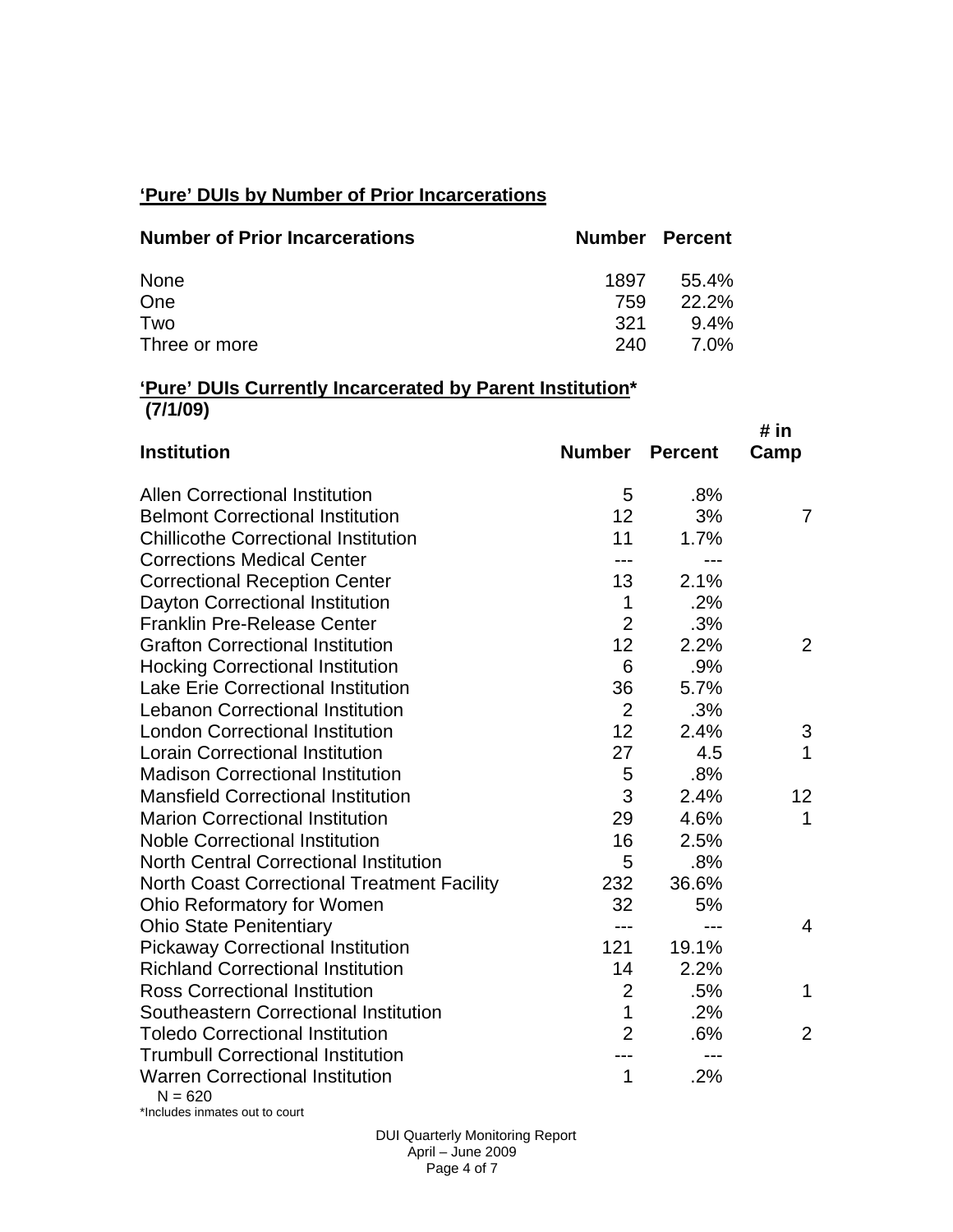**'Pure' DUIs by Number of Prior Incarcerations**

| Number of Prior Incarcerations | Number | Percent |
|---|---|---|
| None | 1897 | 55.4% |
| One | 759 | 22.2% |
| Two | 321 | 9.4% |
| Three or more | 240 | 7.0% |

**'Pure' DUIs Currently Incarcerated by Parent Institution***
**(7/1/09)**

| Institution | Number | Percent | # in Camp |
|---|---|---|---|
| Allen Correctional Institution | 5 | .8% | |
| Belmont Correctional Institution | 12 | 3% | 7 |
| Chillicothe Correctional Institution | 11 | 1.7% | |
| Corrections Medical Center | --- | --- | |
| Correctional Reception Center | 13 | 2.1% | |
| Dayton Correctional Institution | 1 | .2% | |
| Franklin Pre-Release Center | 2 | .3% | |
| Grafton Correctional Institution | 12 | 2.2% | 2 |
| Hocking Correctional Institution | 6 | .9% | |
| Lake Erie Correctional Institution | 36 | 5.7% | |
| Lebanon Correctional Institution | 2 | .3% | |
| London Correctional Institution | 12 | 2.4% | 3 |
| Lorain Correctional Institution | 27 | 4.5 | 1 |
| Madison Correctional Institution | 5 | .8% | |
| Mansfield Correctional Institution | 3 | 2.4% | 12 |
| Marion Correctional Institution | 29 | 4.6% | 1 |
| Noble Correctional Institution | 16 | 2.5% | |
| North Central Correctional Institution | 5 | .8% | |
| North Coast Correctional Treatment Facility | 232 | 36.6% | |
| Ohio Reformatory for Women | 32 | 5% | |
| Ohio State Penitentiary | --- | --- | 4 |
| Pickaway Correctional Institution | 121 | 19.1% | |
| Richland Correctional Institution | 14 | 2.2% | |
| Ross Correctional Institution | 2 | .5% | 1 |
| Southeastern Correctional Institution | 1 | .2% | |
| Toledo Correctional Institution | 2 | .6% | 2 |
| Trumbull Correctional Institution | --- | --- | |
| Warren Correctional Institution | 1 | .2% | |

N = 620

*Includes inmates out to court

DUI Quarterly Monitoring Report
April – June 2009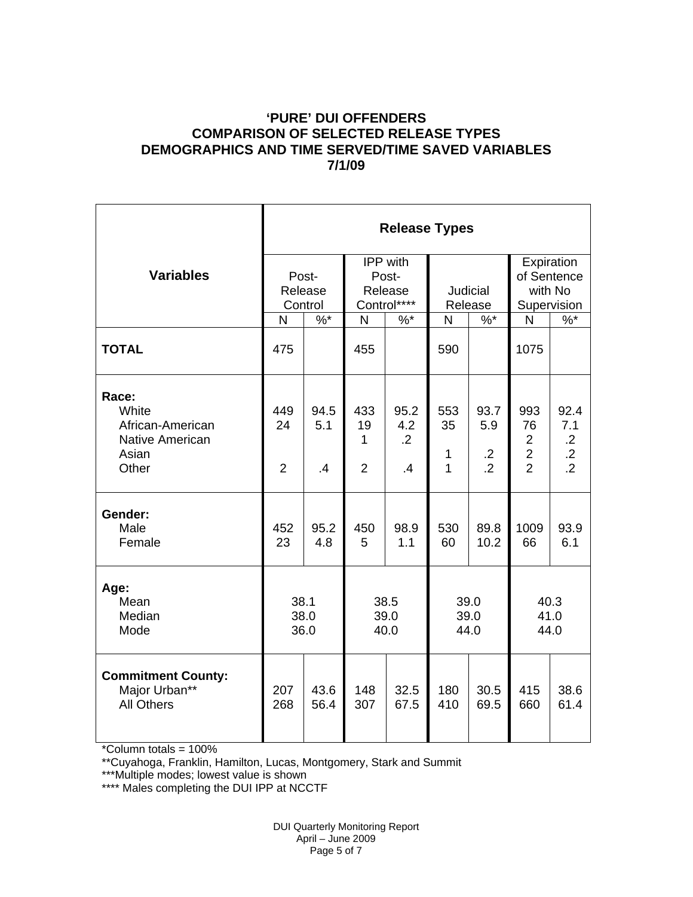## 'PURE' DUI OFFENDERS
## COMPARISON OF SELECTED RELEASE TYPES
## DEMOGRAPHICS AND TIME SERVED/TIME SAVED VARIABLES
## 7/1/09

| Variables | Release Types | | | | | | | |
|---|---|---|---|---|---|---|---|---|
| | Post-Release Control | | IPP with Post-Release Control**** | | Judicial Release | | Expiration of Sentence with No Supervision | |
| | N | %* | N | %* | N | %* | N | %* |
| **TOTAL** | 475 | | 455 | | 590 | | 1075 | |
| **Race:** | | | | | | | | |
| White | 449 | 94.5 | 433 | 95.2 | 553 | 93.7 | 993 | 92.4 |
| African-American | 24 | 5.1 | 19 | 4.2 | 35 | 5.9 | 76 | 7.1 |
| Native American | | | 1 | .2 | | | 2 | .2 |
| Asian | | | | | 1 | .2 | 2 | .2 |
| Other | 2 | .4 | 2 | .4 | 1 | .2 | 2 | .2 |
| **Gender:** | | | | | | | | |
| Male | 452 | 95.2 | 450 | 98.9 | 530 | 89.8 | 1009 | 93.9 |
| Female | 23 | 4.8 | 5 | 1.1 | 60 | 10.2 | 66 | 6.1 |
| **Age:** | | | | | | | | |
| Mean | 38.1 | | 38.5 | | 39.0 | | 40.3 | |
| Median | 38.0 | | 39.0 | | 39.0 | | 41.0 | |
| Mode | 36.0 | | 40.0 | | 44.0 | | 44.0 | |
| **Commitment County:** | | | | | | | | |
| Major Urban** | 207 | 43.6 | 148 | 32.5 | 180 | 30.5 | 415 | 38.6 |
| All Others | 268 | 56.4 | 307 | 67.5 | 410 | 69.5 | 660 | 61.4 |

*Column totals = 100%

**Cuyahoga, Franklin, Hamilton, Lucas, Montgomery, Stark and Summit

***Multiple modes; lowest value is shown

**** Males completing the DUI IPP at NCCTF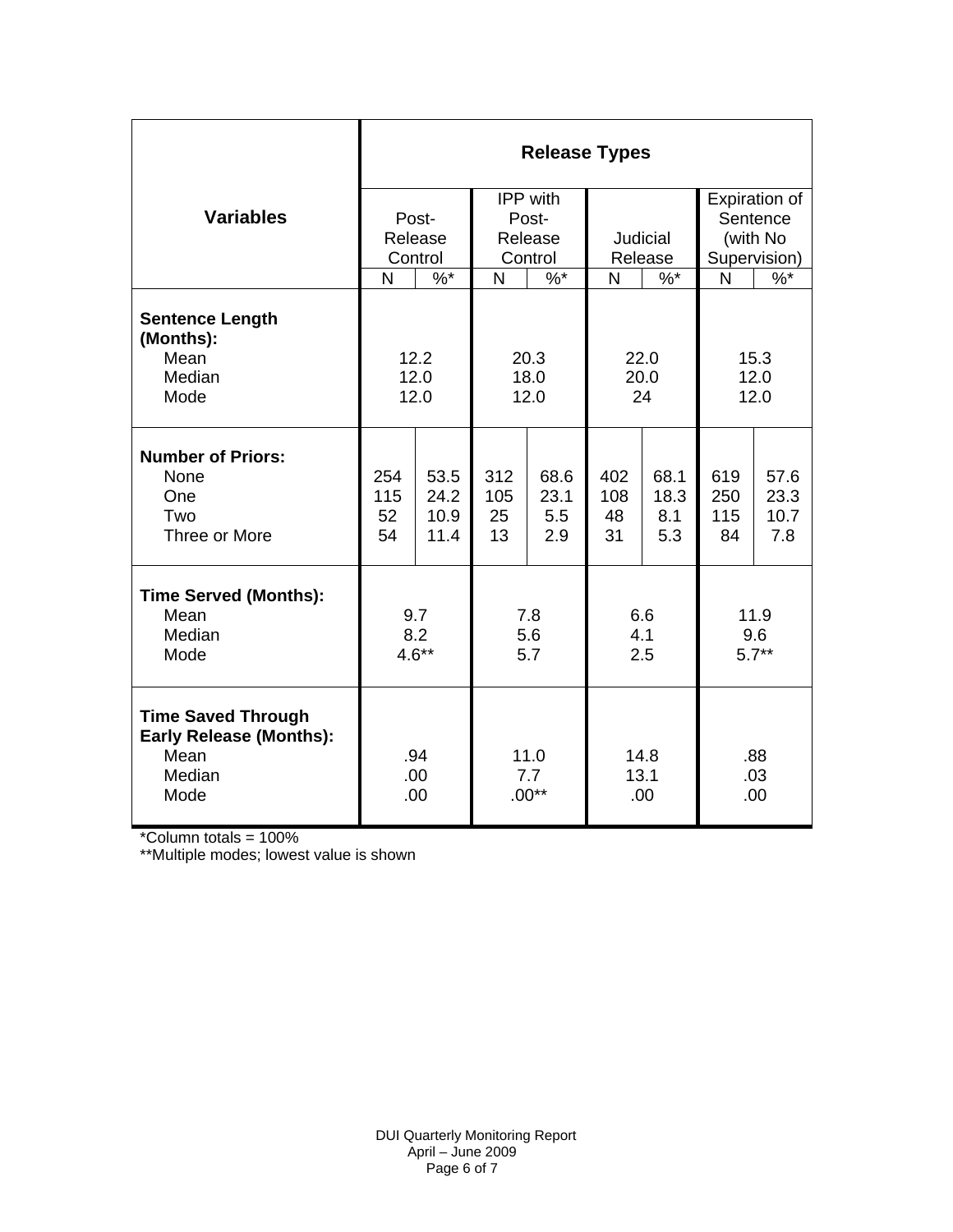| Variables | Release Types | | | | | | | |
|---|---|---|---|---|---|---|---|---|
| | Post-Release Control | | IPP with Post-Release Control | | Judicial Release | | Expiration of Sentence (with No Supervision) | |
| | N | %* | N | %* | N | %* | N | %* |
| **Sentence Length (Months):** | | | | | | | | |
| Mean | 12.2 | | 20.3 | | 22.0 | | 15.3 | |
| Median | 12.0 | | 18.0 | | 20.0 | | 12.0 | |
| Mode | 12.0 | | 12.0 | | 24 | | 12.0 | |
| **Number of Priors:** | | | | | | | | |
| None | 254 | 53.5 | 312 | 68.6 | 402 | 68.1 | 619 | 57.6 |
| One | 115 | 24.2 | 105 | 23.1 | 108 | 18.3 | 250 | 23.3 |
| Two | 52 | 10.9 | 25 | 5.5 | 48 | 8.1 | 115 | 10.7 |
| Three or More | 54 | 11.4 | 13 | 2.9 | 31 | 5.3 | 84 | 7.8 |
| **Time Served (Months):** | | | | | | | | |
| Mean | 9.7 | | 7.8 | | 6.6 | | 11.9 | |
| Median | 8.2 | | 5.6 | | 4.1 | | 9.6 | |
| Mode | 4.6** | | 5.7 | | 2.5 | | 5.7** | |
| **Time Saved Through Early Release (Months):** | | | | | | | | |
| Mean | .94 | | 11.0 | | 14.8 | | .88 | |
| Median | .00 | | 7.7 | | 13.1 | | .03 | |
| Mode | .00 | | .00** | | .00 | | .00 | |

*Column totals = 100%

**Multiple modes; lowest value is shown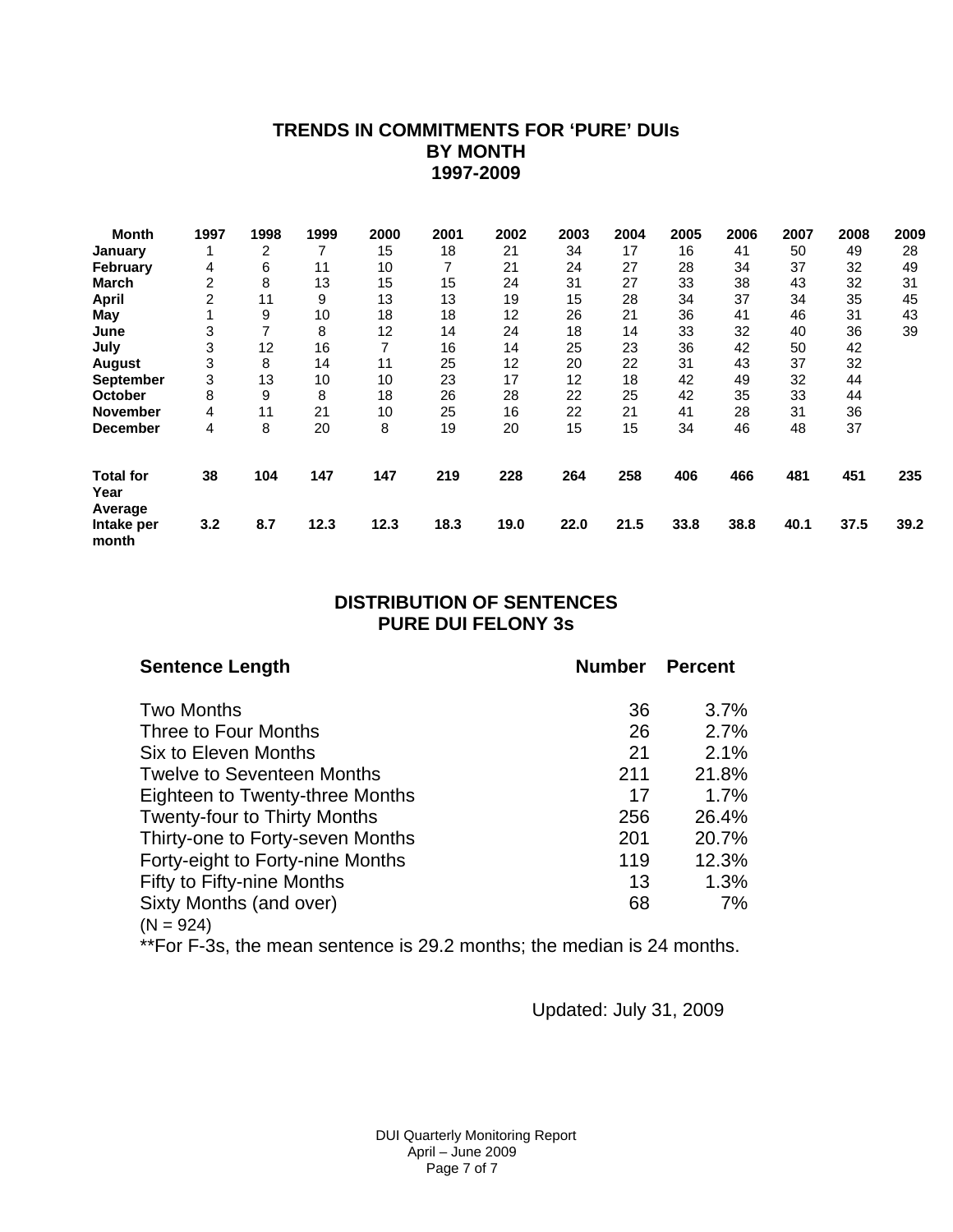### TRENDS IN COMMITMENTS FOR 'PURE' DUIs
### BY MONTH
### 1997-2009

| Month | 1997 | 1998 | 1999 | 2000 | 2001 | 2002 | 2003 | 2004 | 2005 | 2006 | 2007 | 2008 | 2009 |
|---|---|---|---|---|---|---|---|---|---|---|---|---|---|
| **January** | 1 | 2 | 7 | 15 | 18 | 21 | 34 | 17 | 16 | 41 | 50 | 49 | 28 |
| **February** | 4 | 6 | 11 | 10 | 7 | 21 | 24 | 27 | 28 | 34 | 37 | 32 | 49 |
| **March** | 2 | 8 | 13 | 15 | 15 | 24 | 31 | 27 | 33 | 38 | 43 | 32 | 31 |
| **April** | 2 | 11 | 9 | 13 | 13 | 19 | 15 | 28 | 34 | 37 | 34 | 35 | 45 |
| **May** | 1 | 9 | 10 | 18 | 18 | 12 | 26 | 21 | 36 | 41 | 46 | 31 | 43 |
| **June** | 3 | 7 | 8 | 12 | 14 | 24 | 18 | 14 | 33 | 32 | 40 | 36 | 39 |
| **July** | 3 | 12 | 16 | 7 | 16 | 14 | 25 | 23 | 36 | 42 | 50 | 42 | |
| **August** | 3 | 8 | 14 | 11 | 25 | 12 | 20 | 22 | 31 | 43 | 37 | 32 | |
| **September** | 3 | 13 | 10 | 10 | 23 | 17 | 12 | 18 | 42 | 49 | 32 | 44 | |
| **October** | 8 | 9 | 8 | 18 | 26 | 28 | 22 | 25 | 42 | 35 | 33 | 44 | |
| **November** | 4 | 11 | 21 | 10 | 25 | 16 | 22 | 21 | 41 | 28 | 31 | 36 | |
| **December** | 4 | 8 | 20 | 8 | 19 | 20 | 15 | 15 | 34 | 46 | 48 | 37 | |
| **Total for Year** | **38** | **104** | **147** | **147** | **219** | **228** | **264** | **258** | **406** | **466** | **481** | **451** | **235** |
| **Average Intake per month** | **3.2** | **8.7** | **12.3** | **12.3** | **18.3** | **19.0** | **22.0** | **21.5** | **33.8** | **38.8** | **40.1** | **37.5** | **39.2** |

### DISTRIBUTION OF SENTENCES
### PURE DUI FELONY 3s

| Sentence Length | Number | Percent |
|---|---|---|
| Two Months | 36 | 3.7% |
| Three to Four Months | 26 | 2.7% |
| Six to Eleven Months | 21 | 2.1% |
| Twelve to Seventeen Months | 211 | 21.8% |
| Eighteen to Twenty-three Months | 17 | 1.7% |
| Twenty-four to Thirty Months | 256 | 26.4% |
| Thirty-one to Forty-seven Months | 201 | 20.7% |
| Forty-eight to Forty-nine Months | 119 | 12.3% |
| Fifty to Fifty-nine Months | 13 | 1.3% |
| Sixty Months (and over) | 68 | 7% |

(N = 924)

**For F-3s, the mean sentence is 29.2 months; the median is 24 months.

Updated: July 31, 2009